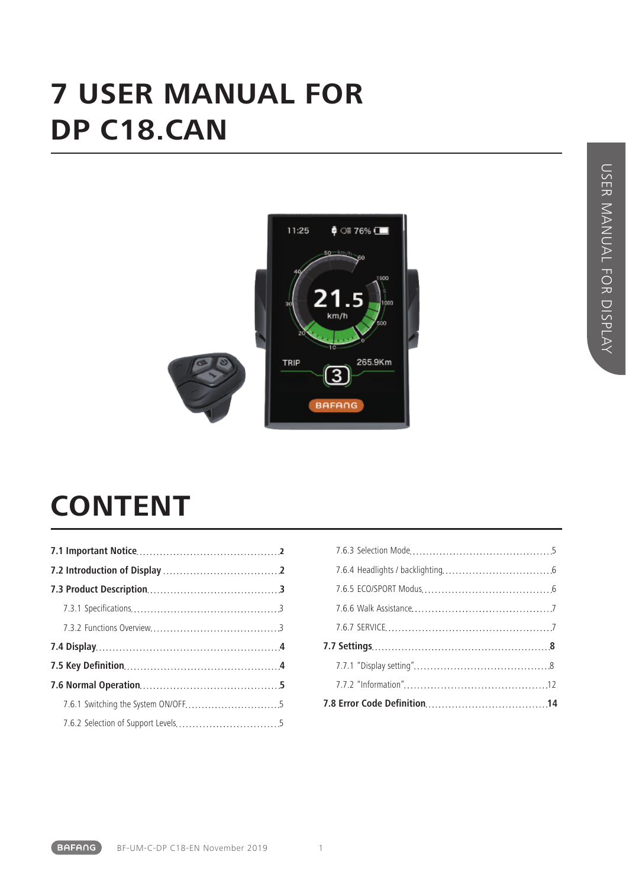# 7 USER MANUAL FOR DP C18.CAN

# CONTENT

**7.1 Important Notice** .......... **2**

**7.2 Introduction of Display** .......... **2**

**7.3 Product Description** .......... **3**

- 7.3.1 Specifications .......... 3
- 7.3.2 Functions Overview .......... 3

**7.4 Display** .......... **4**

**7.5 Key Definition** .......... **4**

**7.6 Normal Operation** .......... **5**

- 7.6.1 Switching the System ON/OFF .......... 5
- 7.6.2 Selection of Support Levels .......... 5
- 7.6.3 Selection Mode .......... 5
- 7.6.4 Headlights / backlighting .......... 6
- 7.6.5 ECO/SPORT Modus .......... 6
- 7.6.6 Walk Assistance .......... 7
- 7.6.7 SERVICE .......... 7

**7.7 Settings** .......... **8**

- 7.7.1 "Display setting" .......... 8
- 7.7.2 "Information" .......... 12

**7.8 Error Code Definition** .......... **14**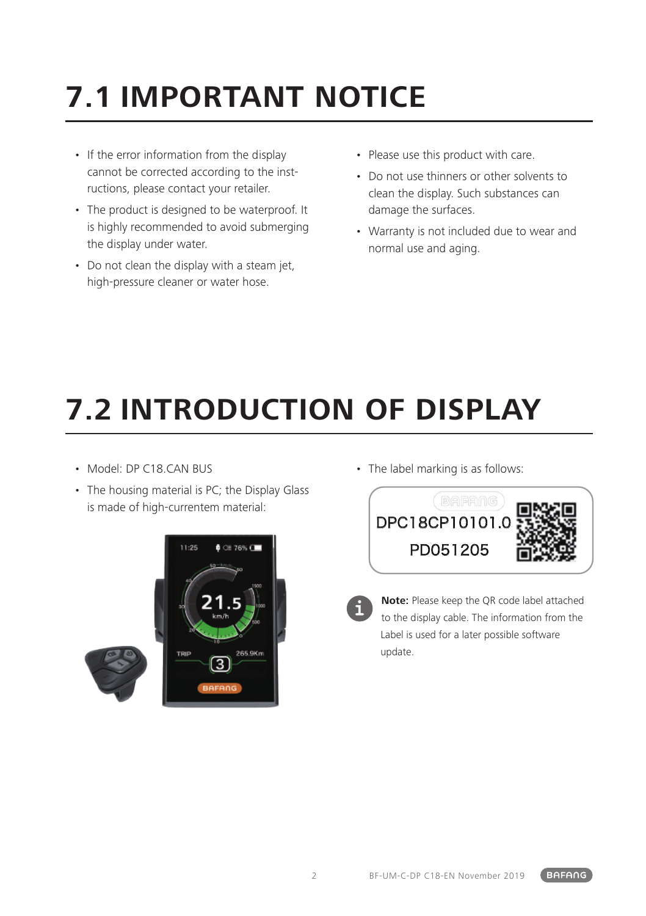# 7.1 IMPORTANT NOTICE

- If the error information from the display cannot be corrected according to the instructions, please contact your retailer.
- The product is designed to be waterproof. It is highly recommended to avoid submerging the display under water.
- Do not clean the display with a steam jet, high-pressure cleaner or water hose.
- Please use this product with care.
- Do not use thinners or other solvents to clean the display. Such substances can damage the surfaces.
- Warranty is not included due to wear and normal use and aging.

# 7.2 INTRODUCTION OF DISPLAY

- Model: DP C18.CAN BUS
- The housing material is PC; the Display Glass is made of high-currentem material:
- The label marking is as follows:

DPC18CP10101.0
PD051205

**Note:** Please keep the QR code label attached to the display cable. The information from the Label is used for a later possible software update.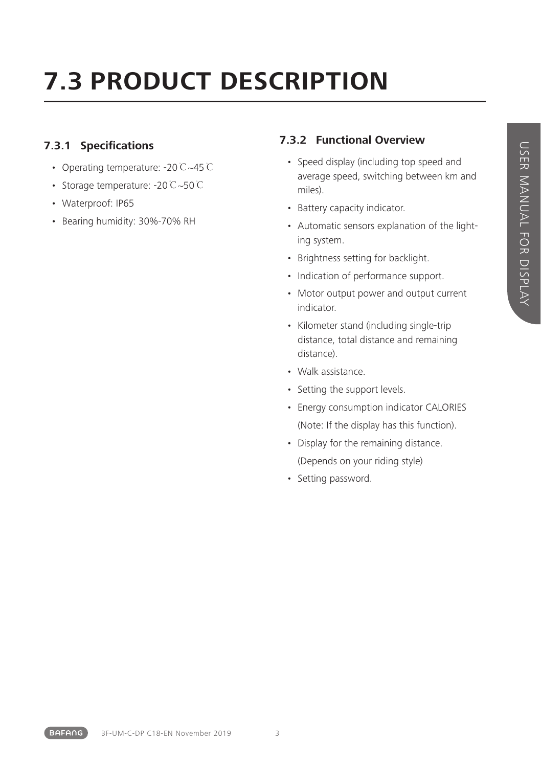# 7.3 PRODUCT DESCRIPTION

## 7.3.1 Specifications

- Operating temperature: -20℃~45℃
- Storage temperature: -20℃~50℃
- Waterproof: IP65
- Bearing humidity: 30%-70% RH

## 7.3.2 Functional Overview

- Speed display (including top speed and average speed, switching between km and miles).
- Battery capacity indicator.
- Automatic sensors explanation of the lighting system.
- Brightness setting for backlight.
- Indication of performance support.
- Motor output power and output current indicator.
- Kilometer stand (including single-trip distance, total distance and remaining distance).
- Walk assistance.
- Setting the support levels.
- Energy consumption indicator CALORIES (Note: If the display has this function).
- Display for the remaining distance. (Depends on your riding style)
- Setting password.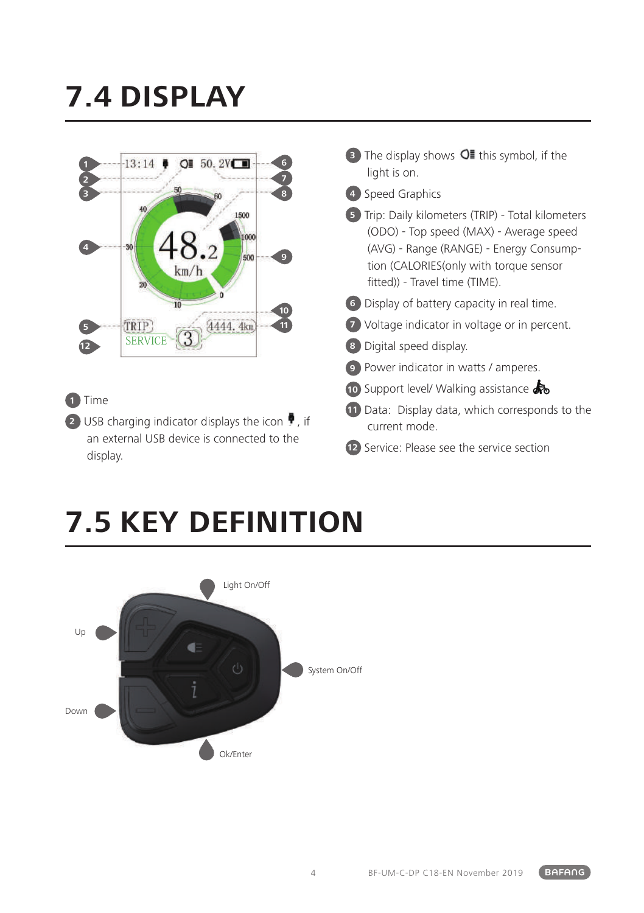# 7.4 DISPLAY

1. Time
2. USB charging indicator displays the icon, if an external USB device is connected to the display.
3. The display shows this symbol, if the light is on.
4. Speed Graphics
5. Trip: Daily kilometers (TRIP) - Total kilometers (ODO) - Top speed (MAX) - Average speed (AVG) - Range (RANGE) - Energy Consumption (CALORIES(only with torque sensor fitted)) - Travel time (TIME).
6. Display of battery capacity in real time.
7. Voltage indicator in voltage or in percent.
8. Digital speed display.
9. Power indicator in watts / amperes.
10. Support level/ Walking assistance
11. Data: Display data, which corresponds to the current mode.
12. Service: Please see the service section

# 7.5 KEY DEFINITION

Light On/Off

Up

System On/Off

Down

Ok/Enter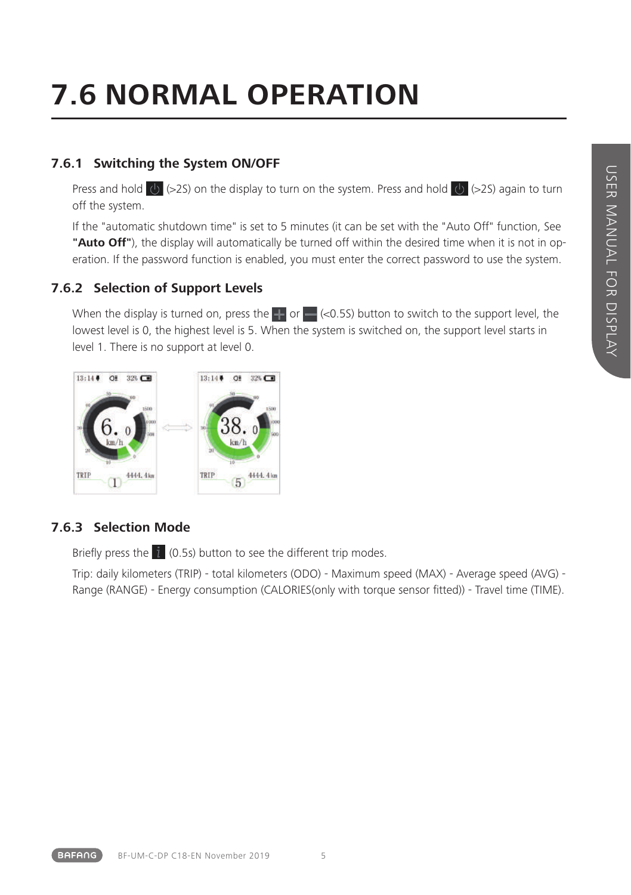# 7.6 NORMAL OPERATION

### 7.6.1 Switching the System ON/OFF

Press and hold (>2S) on the display to turn on the system. Press and hold (>2S) again to turn off the system.

If the "automatic shutdown time" is set to 5 minutes (it can be set with the "Auto Off" function, See **"Auto Off"**), the display will automatically be turned off within the desired time when it is not in operation. If the password function is enabled, you must enter the correct password to use the system.

### 7.6.2 Selection of Support Levels

When the display is turned on, press the or (<0.5S) button to switch to the support level, the lowest level is 0, the highest level is 5. When the system is switched on, the support level starts in level 1. There is no support at level 0.

### 7.6.3 Selection Mode

Briefly press the (0.5s) button to see the different trip modes.

Trip: daily kilometers (TRIP) - total kilometers (ODO) - Maximum speed (MAX) - Average speed (AVG) - Range (RANGE) - Energy consumption (CALORIES(only with torque sensor fitted)) - Travel time (TIME).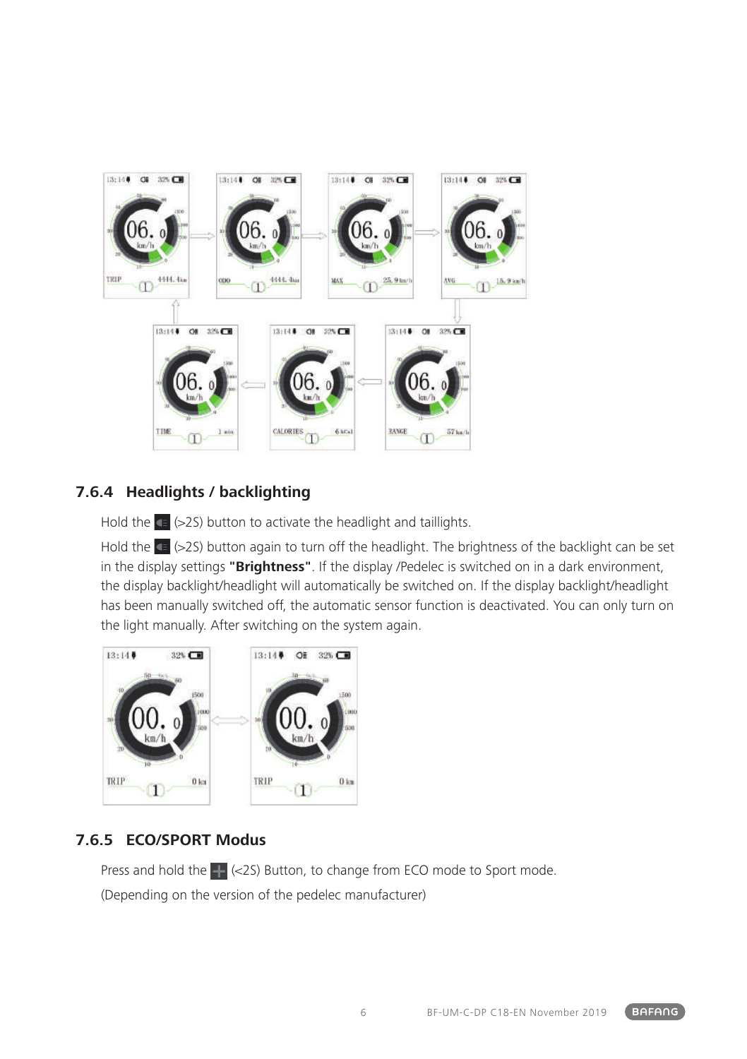### 7.6.4 Headlights / backlighting

Hold the (>2S) button to activate the headlight and taillights.

Hold the (>2S) button again to turn off the headlight. The brightness of the backlight can be set in the display settings **"Brightness"**. If the display /Pedelec is switched on in a dark environment, the display backlight/headlight will automatically be switched on. If the display backlight/headlight has been manually switched off, the automatic sensor function is deactivated. You can only turn on the light manually. After switching on the system again.

### 7.6.5 ECO/SPORT Modus

Press and hold the (<2S) Button, to change from ECO mode to Sport mode.

(Depending on the version of the pedelec manufacturer)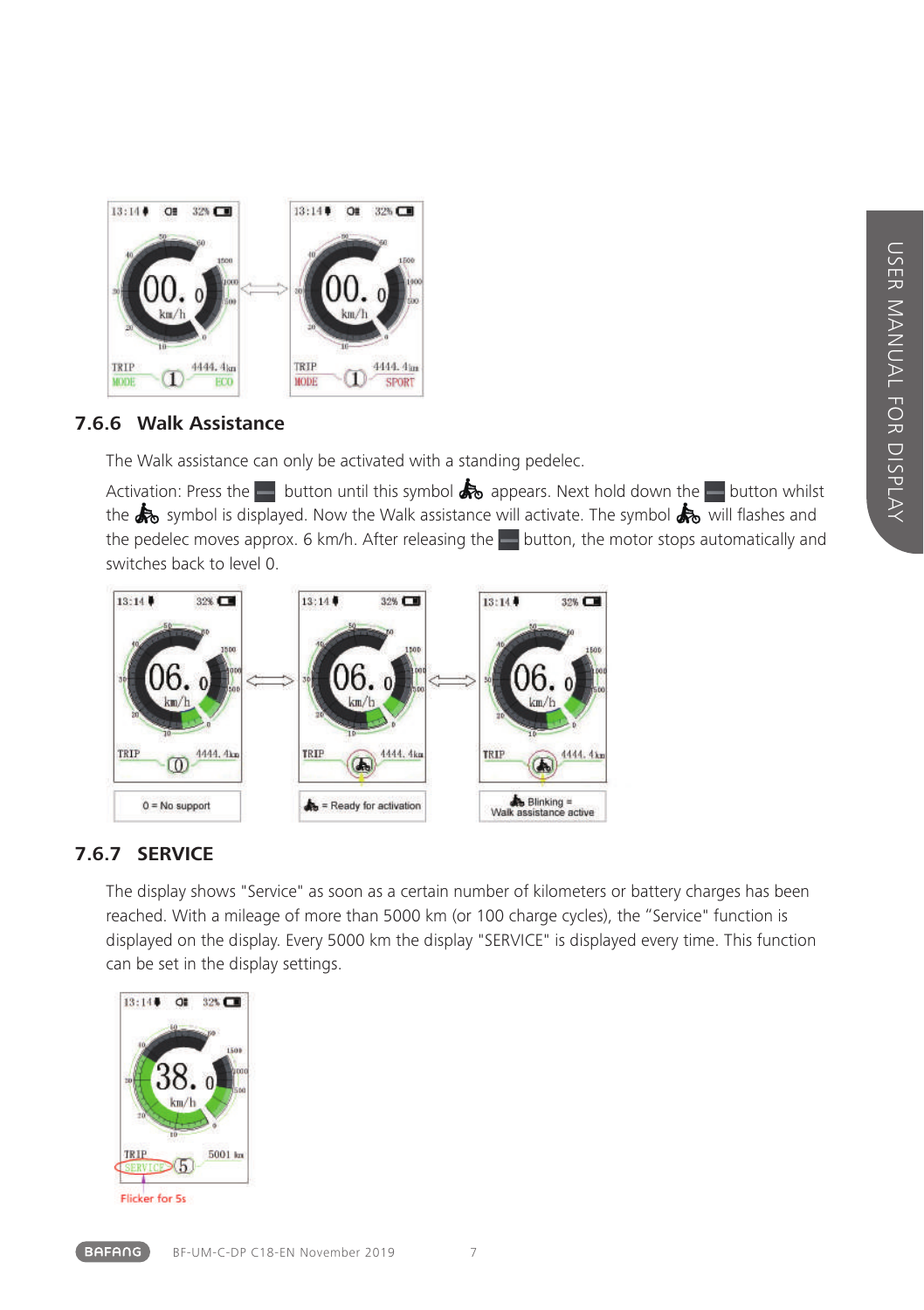### 7.6.6 Walk Assistance

The Walk assistance can only be activated with a standing pedelec.

Activation: Press the button until this symbol appears. Next hold down the button whilst the symbol is displayed. Now the Walk assistance will activate. The symbol will flashes and the pedelec moves approx. 6 km/h. After releasing the button, the motor stops automatically and switches back to level 0.

0 = No support

= Ready for activation

Blinking = Walk assistance active

### 7.6.7 SERVICE

The display shows "Service" as soon as a certain number of kilometers or battery charges has been reached. With a mileage of more than 5000 km (or 100 charge cycles), the "Service" function is displayed on the display. Every 5000 km the display "SERVICE" is displayed every time. This function can be set in the display settings.

Flicker for 5s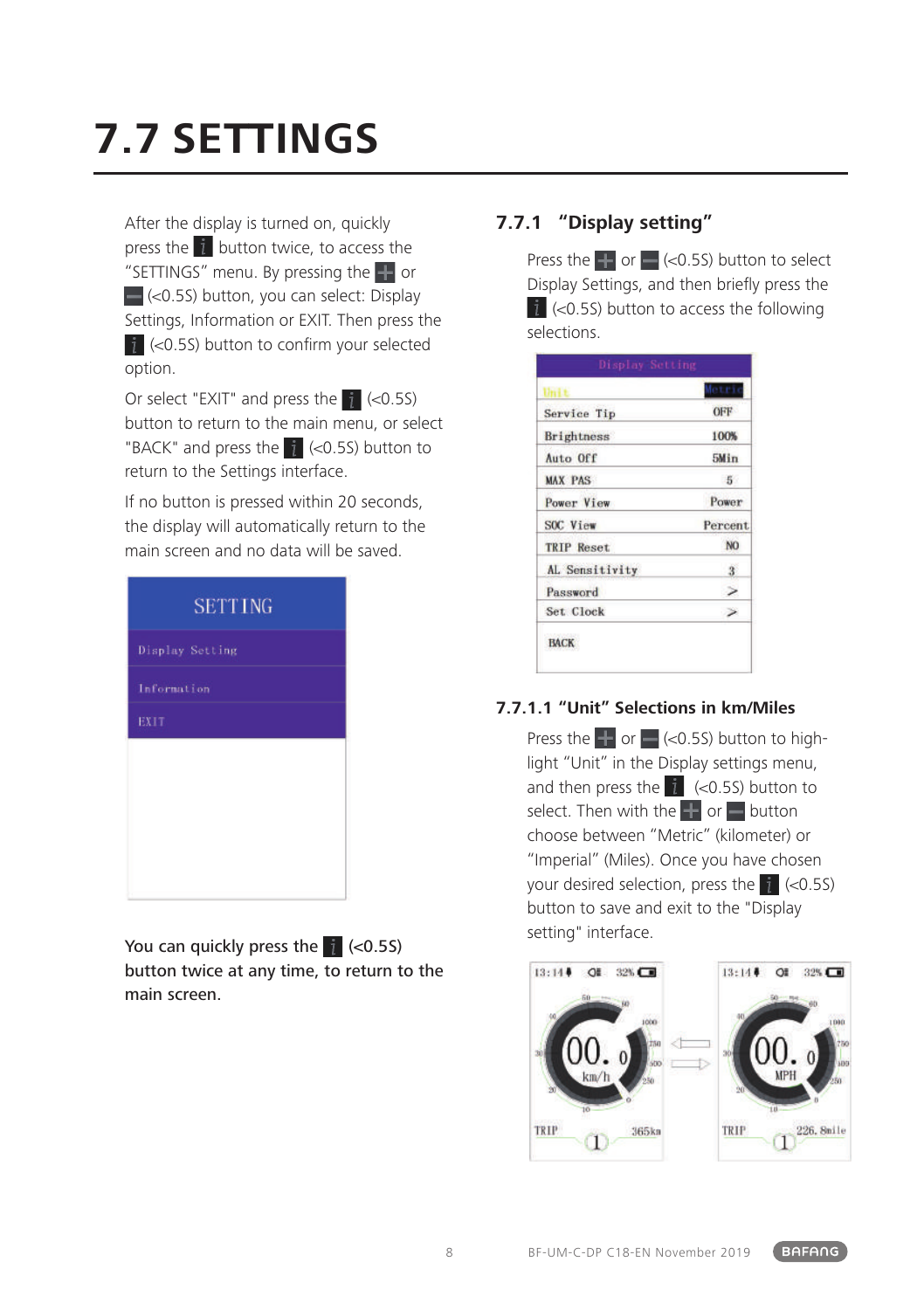# 7.7 SETTINGS

After the display is turned on, quickly press the i button twice, to access the "SETTINGS" menu. By pressing the + or − (<0.5S) button, you can select: Display Settings, Information or EXIT. Then press the i (<0.5S) button to confirm your selected option.

Or select "EXIT" and press the i (<0.5S) button to return to the main menu, or select "BACK" and press the i (<0.5S) button to return to the Settings interface.

If no button is pressed within 20 seconds, the display will automatically return to the main screen and no data will be saved.

**You can quickly press the i (<0.5S) button twice at any time, to return to the main screen.**

## 7.7.1 "Display setting"

Press the + or − (<0.5S) button to select Display Settings, and then briefly press the i (<0.5S) button to access the following selections.

### 7.7.1.1 "Unit" Selections in km/Miles

Press the + or − (<0.5S) button to highlight "Unit" in the Display settings menu, and then press the i (<0.5S) button to select. Then with the + or − button choose between "Metric" (kilometer) or "Imperial" (Miles). Once you have chosen your desired selection, press the i (<0.5S) button to save and exit to the "Display setting" interface.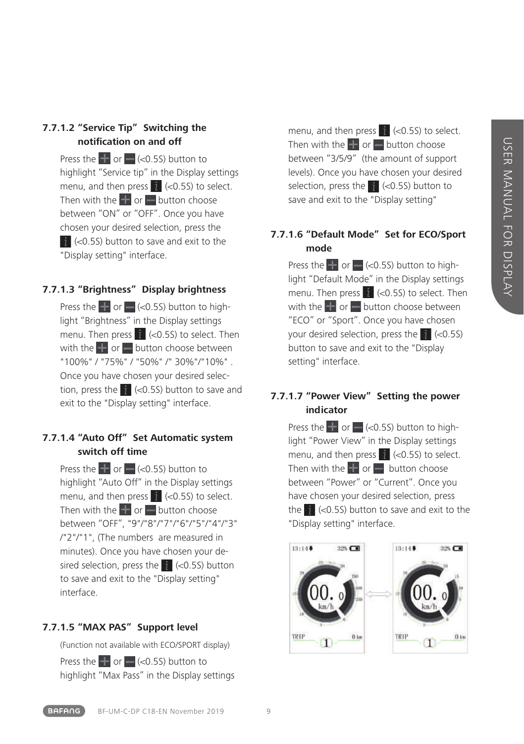#### 7.7.1.2 "Service Tip" Switching the notification on and off

Press the + or – (<0.5S) button to highlight "Service tip" in the Display settings menu, and then press i (<0.5S) to select. Then with the + or – button choose between "ON" or "OFF". Once you have chosen your desired selection, press the i (<0.5S) button to save and exit to the "Display setting" interface.

#### 7.7.1.3 "Brightness" Display brightness

Press the + or – (<0.5S) button to highlight "Brightness" in the Display settings menu. Then press i (<0.5S) to select. Then with the + or – button choose between "100%" / "75%" / "50%" /" 30%"/"10%" . Once you have chosen your desired selection, press the i (<0.5S) button to save and exit to the "Display setting" interface.

#### 7.7.1.4 "Auto Off" Set Automatic system switch off time

Press the + or – (<0.5S) button to highlight "Auto Off" in the Display settings menu, and then press i (<0.5S) to select. Then with the + or – button choose between "OFF", "9"/"8"/"7"/"6"/"5"/"4"/"3" /"2"/"1", (The numbers are measured in minutes). Once you have chosen your desired selection, press the i (<0.5S) button to save and exit to the "Display setting" interface.

#### 7.7.1.5 "MAX PAS" Support level

(Function not available with ECO/SPORT display)

Press the + or – (<0.5S) button to highlight "Max Pass" in the Display settings menu, and then press i (<0.5S) to select. Then with the + or – button choose between "3/5/9" (the amount of support levels). Once you have chosen your desired selection, press the i (<0.5S) button to save and exit to the "Display setting"

#### 7.7.1.6 "Default Mode" Set for ECO/Sport mode

Press the + or – (<0.5S) button to highlight "Default Mode" in the Display settings menu. Then press i (<0.5S) to select. Then with the + or – button choose between "ECO" or "Sport". Once you have chosen your desired selection, press the i (<0.5S) button to save and exit to the "Display setting" interface.

#### 7.7.1.7 "Power View" Setting the power indicator

Press the + or – (<0.5S) button to highlight "Power View" in the Display settings menu, and then press i (<0.5S) to select. Then with the + or – button choose between "Power" or "Current". Once you have chosen your desired selection, press the i (<0.5S) button to save and exit to the "Display setting" interface.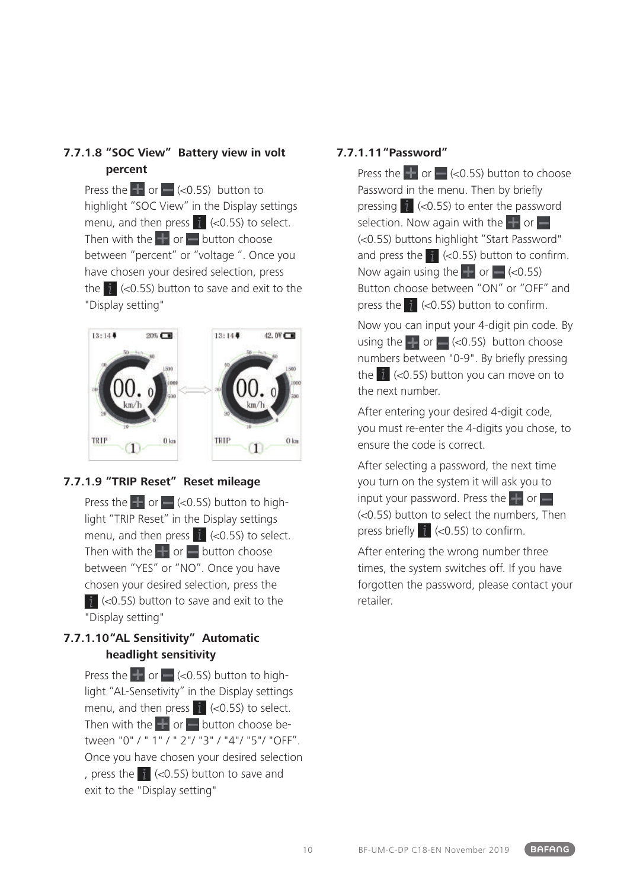#### 7.7.1.8 "SOC View" Battery view in volt percent

Press the + or − (<0.5S) button to highlight "SOC View" in the Display settings menu, and then press i (<0.5S) to select. Then with the + or − button choose between "percent" or "voltage ". Once you have chosen your desired selection, press the i (<0.5S) button to save and exit to the "Display setting"

#### 7.7.1.9 "TRIP Reset" Reset mileage

Press the + or − (<0.5S) button to highlight "TRIP Reset" in the Display settings menu, and then press i (<0.5S) to select. Then with the + or − button choose between "YES" or "NO". Once you have chosen your desired selection, press the i (<0.5S) button to save and exit to the "Display setting"

#### 7.7.1.10 "AL Sensitivity" Automatic headlight sensitivity

Press the + or − (<0.5S) button to highlight "AL-Sensetivity" in the Display settings menu, and then press i (<0.5S) to select. Then with the + or − button choose between "0" / " 1" / " 2"/ "3" / "4"/ "5"/ "OFF". Once you have chosen your desired selection , press the i (<0.5S) button to save and exit to the "Display setting"

#### 7.7.1.11 "Password"

Press the + or − (<0.5S) button to choose Password in the menu. Then by briefly pressing i (<0.5S) to enter the password selection. Now again with the + or − (<0.5S) buttons highlight "Start Password" and press the i (<0.5S) button to confirm. Now again using the + or − (<0.5S) Button choose between "ON" or "OFF" and press the i (<0.5S) button to confirm.

Now you can input your 4-digit pin code. By using the + or − (<0.5S) button choose numbers between "0-9". By briefly pressing the i (<0.5S) button you can move on to the next number.

After entering your desired 4-digit code, you must re-enter the 4-digits you chose, to ensure the code is correct.

After selecting a password, the next time you turn on the system it will ask you to input your password. Press the + or − (<0.5S) button to select the numbers, Then press briefly i (<0.5S) to confirm.

After entering the wrong number three times, the system switches off. If you have forgotten the password, please contact your retailer.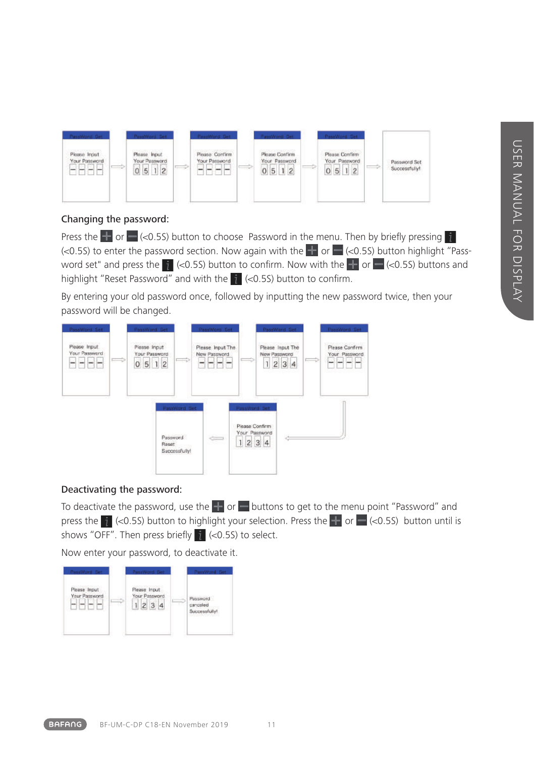## Changing the password:

Press the + or – (<0.5S) button to choose  Password in the menu. Then by briefly pressing i (<0.5S) to enter the password section. Now again with the + or – (<0.5S) button highlight "Password set" and press the i (<0.5S) button to confirm. Now with the + or – (<0.5S) buttons and highlight "Reset Password" and with the i (<0.5S) button to confirm.

By entering your old password once, followed by inputting the new password twice, then your password will be changed.

## Deactivating the password:

To deactivate the password, use the + or – buttons to get to the menu point "Password" and press the i (<0.5S) button to highlight your selection. Press the + or – (<0.5S)  button until is shows "OFF". Then press briefly i (<0.5S) to select.

Now enter your password, to deactivate it.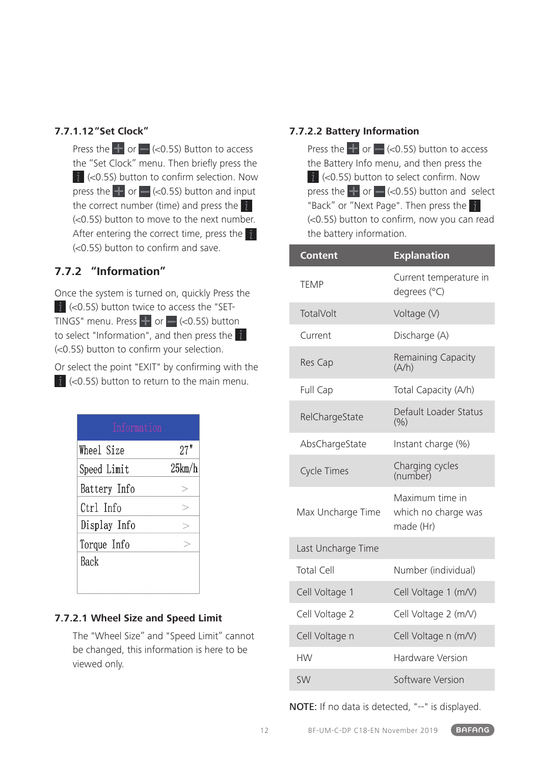#### 7.7.1.12 "Set Clock"

Press the + or − (<0.5S) Button to access the "Set Clock" menu. Then briefly press the i (<0.5S) button to confirm selection. Now press the + or − (<0.5S) button and input the correct number (time) and press the i (<0.5S) button to move to the next number. After entering the correct time, press the i (<0.5S) button to confirm and save.

### 7.7.2 "Information"

Once the system is turned on, quickly Press the i (<0.5S) button twice to access the "SETTINGS" menu. Press + or − (<0.5S) button to select "Information", and then press the i (<0.5S) button to confirm your selection.

Or select the point "EXIT" by confirming with the i (<0.5S) button to return to the main menu.

| Information | |
|---|---|
| Wheel Size | 27" |
| Speed Limit | 25km/h |
| Battery Info | > |
| Ctrl Info | > |
| Display Info | > |
| Torque Info | > |
| Back | |

#### 7.7.2.1 Wheel Size and Speed Limit

The "Wheel Size" and "Speed Limit" cannot be changed, this information is here to be viewed only.

#### 7.7.2.2 Battery Information

Press the + or − (<0.5S) button to access the Battery Info menu, and then press the i (<0.5S) button to select confirm. Now press the + or − (<0.5S) button and select "Back" or "Next Page". Then press the i (<0.5S) button to confirm, now you can read the battery information.

| Content | Explanation |
|---|---|
| TEMP | Current temperature in degrees (°C) |
| TotalVolt | Voltage (V) |
| Current | Discharge (A) |
| Res Cap | Remaining Capacity (A/h) |
| Full Cap | Total Capacity (A/h) |
| RelChargeState | Default Loader Status (%) |
| AbsChargeState | Instant charge (%) |
| Cycle Times | Charging cycles (number) |
| Max Uncharge Time | Maximum time in which no charge was made (Hr) |
| Last Uncharge Time | |
| Total Cell | Number (individual) |
| Cell Voltage 1 | Cell Voltage 1 (m/V) |
| Cell Voltage 2 | Cell Voltage 2 (m/V) |
| Cell Voltage n | Cell Voltage n (m/V) |
| HW | Hardware Version |
| SW | Software Version |

**NOTE:** If no data is detected, "--" is displayed.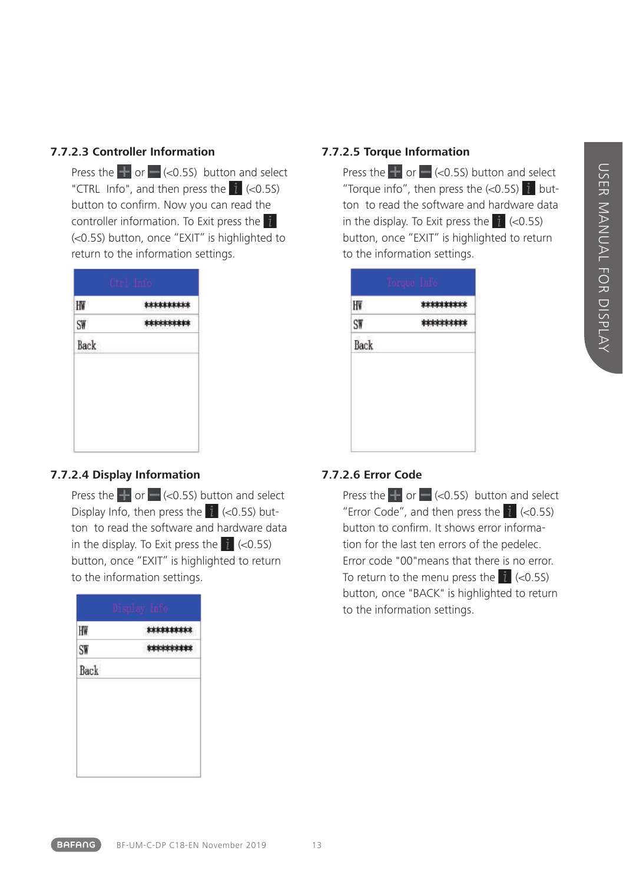### 7.7.2.3 Controller Information

Press the [+] or [–] (<0.5S) button and select "CTRL Info", and then press the [i] (<0.5S) button to confirm. Now you can read the controller information. To Exit press the [i] (<0.5S) button, once "EXIT" is highlighted to return to the information settings.

| Ctrl Info | |
|---|---|
| HW | ********** |
| SW | ********** |
| Back | |

### 7.7.2.4 Display Information

Press the [+] or [–] (<0.5S) button and select Display Info, then press the [i] (<0.5S) button to read the software and hardware data in the display. To Exit press the [i] (<0.5S) button, once "EXIT" is highlighted to return to the information settings.

| Display Info | |
|---|---|
| HW | ********** |
| SW | ********** |
| Back | |

### 7.7.2.5 Torque Information

Press the [+] or [–] (<0.5S) button and select "Torque info", then press the (<0.5S) [i] button to read the software and hardware data in the display. To Exit press the [i] (<0.5S) button, once "EXIT" is highlighted to return to the information settings.

| Torque Info | |
|---|---|
| HW | ********** |
| SW | ********** |
| Back | |

### 7.7.2.6 Error Code

Press the [+] or [–] (<0.5S) button and select "Error Code", and then press the [i] (<0.5S) button to confirm. It shows error information for the last ten errors of the pedelec. Error code "00"means that there is no error. To return to the menu press the [i] (<0.5S) button, once "BACK" is highlighted to return to the information settings.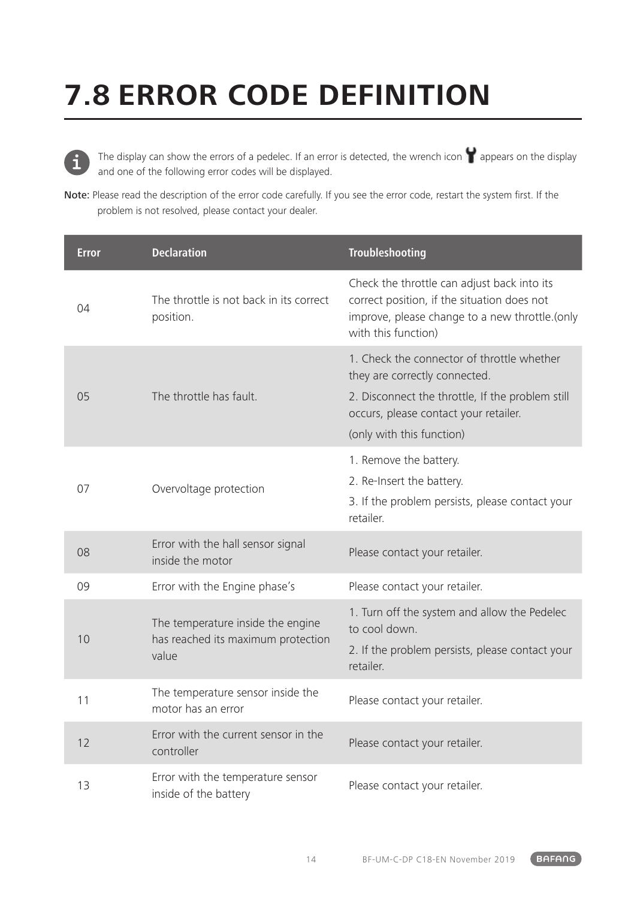# 7.8 ERROR CODE DEFINITION

The display can show the errors of a pedelec. If an error is detected, the wrench icon appears on the display and one of the following error codes will be displayed.

**Note:** Please read the description of the error code carefully. If you see the error code, restart the system first. If the problem is not resolved, please contact your dealer.

| Error | Declaration | Troubleshooting |
|---|---|---|
| 04 | The throttle is not back in its correct position. | Check the throttle can adjust back into its correct position, if the situation does not improve, please change to a new throttle.(only with this function) |
| 05 | The throttle has fault. | 1. Check the connector of throttle whether they are correctly connected.<br>2. Disconnect the throttle, If the problem still occurs, please contact your retailer.<br>(only with this function) |
| 07 | Overvoltage protection | 1. Remove the battery.<br>2. Re-Insert the battery.<br>3. If the problem persists, please contact your retailer. |
| 08 | Error with the hall sensor signal inside the motor | Please contact your retailer. |
| 09 | Error with the Engine phase's | Please contact your retailer. |
| 10 | The temperature inside the engine has reached its maximum protection value | 1. Turn off the system and allow the Pedelec to cool down.<br>2. If the problem persists, please contact your retailer. |
| 11 | The temperature sensor inside the motor has an error | Please contact your retailer. |
| 12 | Error with the current sensor in the controller | Please contact your retailer. |
| 13 | Error with the temperature sensor inside of the battery | Please contact your retailer. |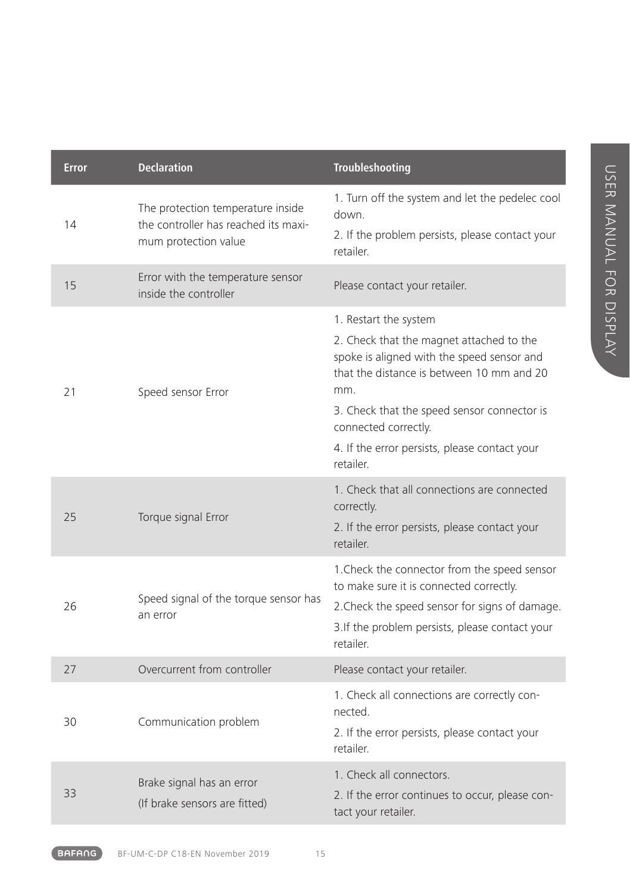| Error | Declaration | Troubleshooting |
|---|---|---|
| 14 | The protection temperature inside the controller has reached its maximum protection value | 1. Turn off the system and let the pedelec cool down.<br>2. If the problem persists, please contact your retailer. |
| 15 | Error with the temperature sensor inside the controller | Please contact your retailer. |
| 21 | Speed sensor Error | 1. Restart the system<br>2. Check that the magnet attached to the spoke is aligned with the speed sensor and that the distance is between 10 mm and 20 mm.<br>3. Check that the speed sensor connector is connected correctly.<br>4. If the error persists, please contact your retailer. |
| 25 | Torque signal Error | 1. Check that all connections are connected correctly.<br>2. If the error persists, please contact your retailer. |
| 26 | Speed signal of the torque sensor has an error | 1.Check the connector from the speed sensor to make sure it is connected correctly.<br>2.Check the speed sensor for signs of damage.<br>3.If the problem persists, please contact your retailer. |
| 27 | Overcurrent from controller | Please contact your retailer. |
| 30 | Communication problem | 1. Check all connections are correctly connected.<br>2. If the error persists, please contact your retailer. |
| 33 | Brake signal has an error<br>(If brake sensors are fitted) | 1. Check all connectors.<br>2. If the error continues to occur, please contact your retailer. |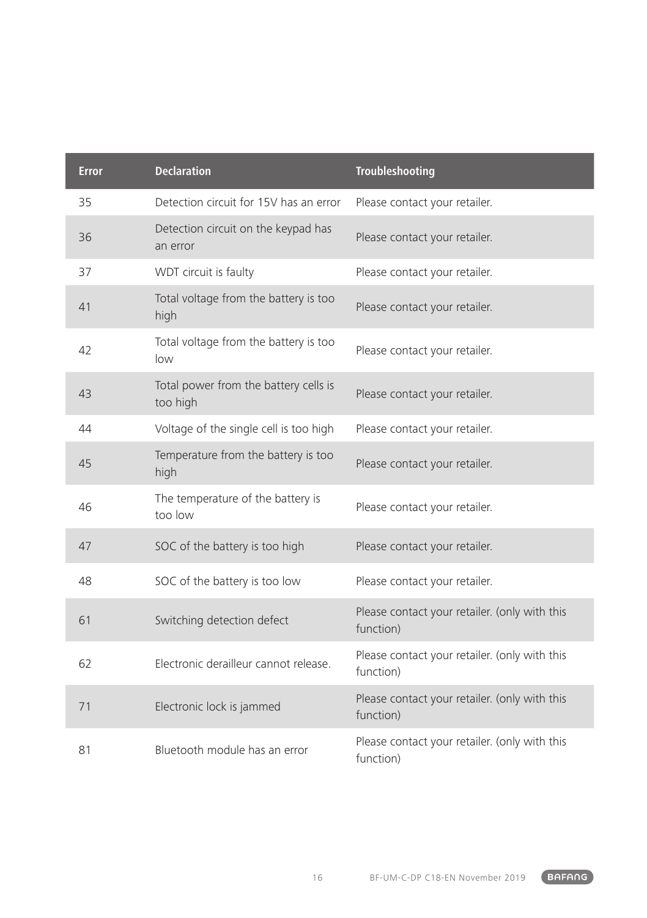| Error | Declaration | Troubleshooting |
|---|---|---|
| 35 | Detection circuit for 15V has an error | Please contact your retailer. |
| 36 | Detection circuit on the keypad has an error | Please contact your retailer. |
| 37 | WDT circuit is faulty | Please contact your retailer. |
| 41 | Total voltage from the battery is too high | Please contact your retailer. |
| 42 | Total voltage from the battery is too low | Please contact your retailer. |
| 43 | Total power from the battery cells is too high | Please contact your retailer. |
| 44 | Voltage of the single cell is too high | Please contact your retailer. |
| 45 | Temperature from the battery is too high | Please contact your retailer. |
| 46 | The temperature of the battery is too low | Please contact your retailer. |
| 47 | SOC of the battery is too high | Please contact your retailer. |
| 48 | SOC of the battery is too low | Please contact your retailer. |
| 61 | Switching detection defect | Please contact your retailer. (only with this function) |
| 62 | Electronic derailleur cannot release. | Please contact your retailer. (only with this function) |
| 71 | Electronic lock is jammed | Please contact your retailer. (only with this function) |
| 81 | Bluetooth module has an error | Please contact your retailer. (only with this function) |